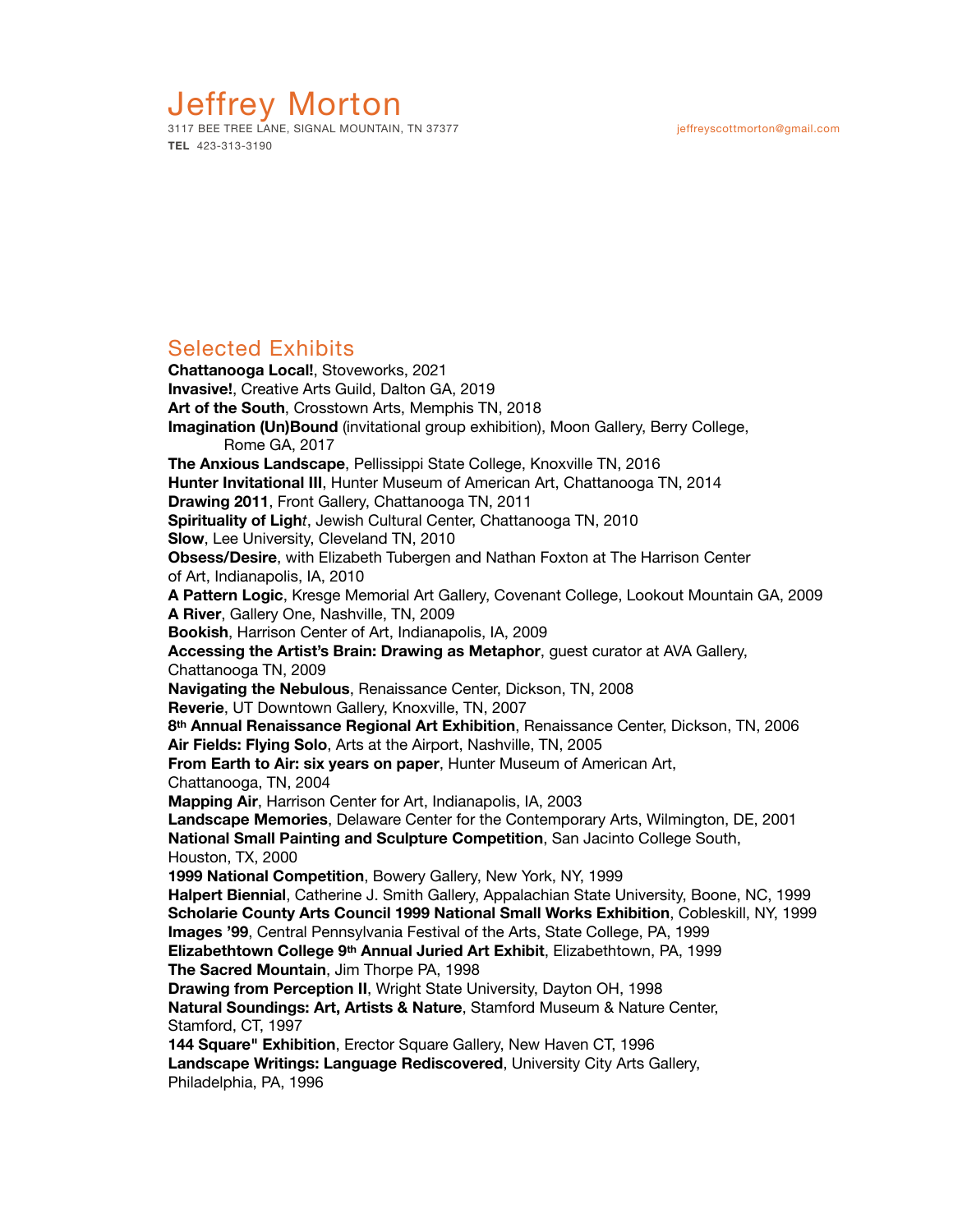# Jeffrey Morton

3117 BEE TREE LANE, SIGNAL MOUNTAIN, TN 37377 jeffreyscottmorton@gmail.com
**TEL** 423-313-3190

## Selected Exhibits

**Chattanooga Local!**, Stoveworks, 2021
**Invasive!**, Creative Arts Guild, Dalton GA, 2019
**Art of the South**, Crosstown Arts, Memphis TN, 2018
**Imagination (Un)Bound** (invitational group exhibition), Moon Gallery, Berry College, Rome GA, 2017
**The Anxious Landscape**, Pellissippi State College, Knoxville TN, 2016
**Hunter Invitational III**, Hunter Museum of American Art, Chattanooga TN, 2014
**Drawing 2011**, Front Gallery, Chattanooga TN, 2011
**Spirituality of Ligh***t*, Jewish Cultural Center, Chattanooga TN, 2010
**Slow**, Lee University, Cleveland TN, 2010
**Obsess/Desire**, with Elizabeth Tubergen and Nathan Foxton at The Harrison Center of Art, Indianapolis, IA, 2010
**A Pattern Logic**, Kresge Memorial Art Gallery, Covenant College, Lookout Mountain GA, 2009
**A River**, Gallery One, Nashville, TN, 2009
**Bookish**, Harrison Center of Art, Indianapolis, IA, 2009
**Accessing the Artist's Brain: Drawing as Metaphor**, guest curator at AVA Gallery, Chattanooga TN, 2009
**Navigating the Nebulous**, Renaissance Center, Dickson, TN, 2008
**Reverie**, UT Downtown Gallery, Knoxville, TN, 2007
**8th Annual Renaissance Regional Art Exhibition**, Renaissance Center, Dickson, TN, 2006
**Air Fields: Flying Solo**, Arts at the Airport, Nashville, TN, 2005
**From Earth to Air: six years on paper**, Hunter Museum of American Art, Chattanooga, TN, 2004
**Mapping Air**, Harrison Center for Art, Indianapolis, IA, 2003
**Landscape Memories**, Delaware Center for the Contemporary Arts, Wilmington, DE, 2001
**National Small Painting and Sculpture Competition**, San Jacinto College South, Houston, TX, 2000
**1999 National Competition**, Bowery Gallery, New York, NY, 1999
**Halpert Biennial**, Catherine J. Smith Gallery, Appalachian State University, Boone, NC, 1999
**Scholarie County Arts Council 1999 National Small Works Exhibition**, Cobleskill, NY, 1999
**Images '99**, Central Pennsylvania Festival of the Arts, State College, PA, 1999
**Elizabethtown College 9th Annual Juried Art Exhibit**, Elizabethtown, PA, 1999
**The Sacred Mountain**, Jim Thorpe PA, 1998
**Drawing from Perception II**, Wright State University, Dayton OH, 1998
**Natural Soundings: Art, Artists & Nature**, Stamford Museum & Nature Center, Stamford, CT, 1997
**144 Square" Exhibition**, Erector Square Gallery, New Haven CT, 1996
**Landscape Writings: Language Rediscovered**, University City Arts Gallery, Philadelphia, PA, 1996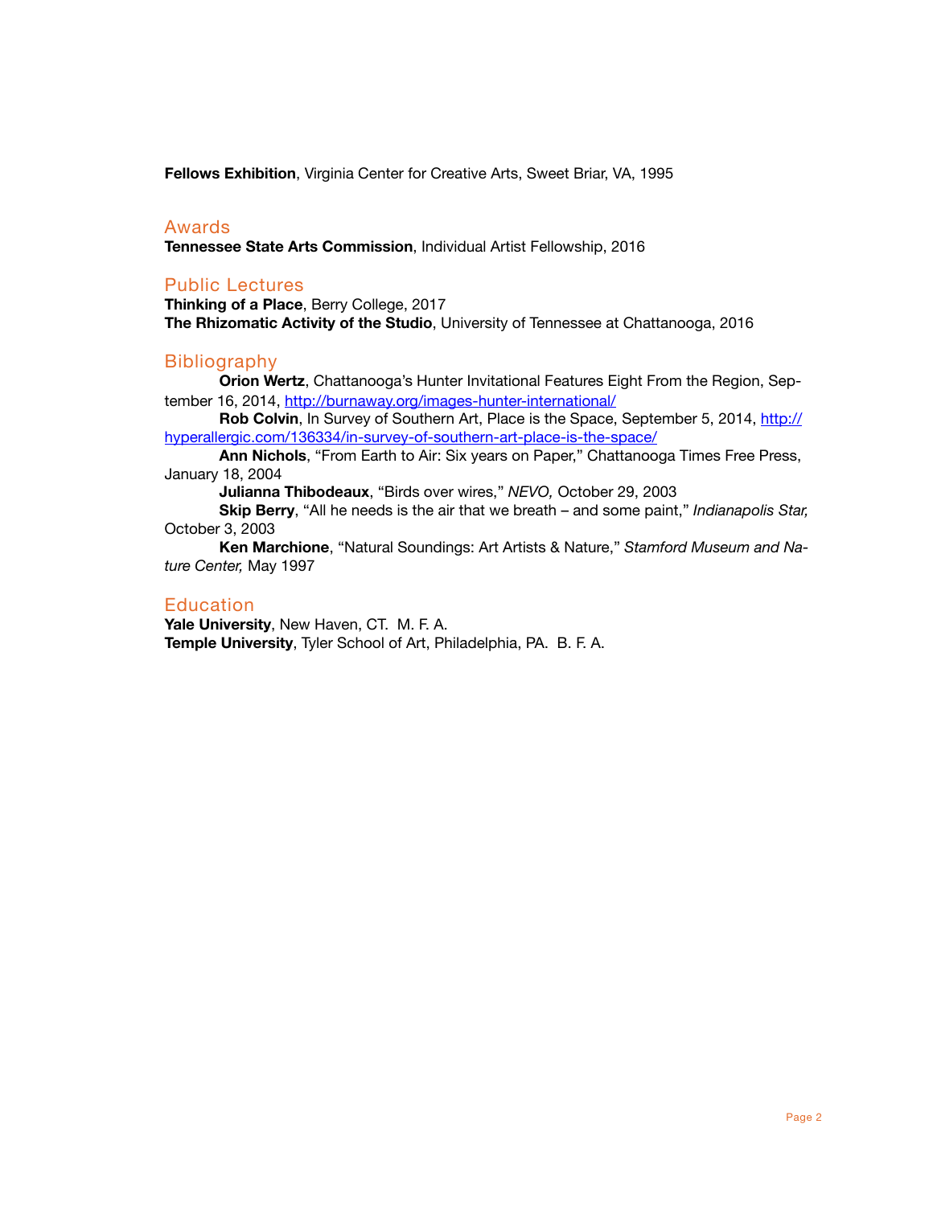**Fellows Exhibition**, Virginia Center for Creative Arts, Sweet Briar, VA, 1995

## Awards

**Tennessee State Arts Commission**, Individual Artist Fellowship, 2016

## Public Lectures

**Thinking of a Place**, Berry College, 2017
**The Rhizomatic Activity of the Studio**, University of Tennessee at Chattanooga, 2016

## Bibliography

**Orion Wertz**, Chattanooga's Hunter Invitational Features Eight From the Region, September 16, 2014, http://burnaway.org/images-hunter-international/

**Rob Colvin**, In Survey of Southern Art, Place is the Space, September 5, 2014, http://hyperallergic.com/136334/in-survey-of-southern-art-place-is-the-space/

**Ann Nichols**, "From Earth to Air: Six years on Paper," Chattanooga Times Free Press, January 18, 2004

**Julianna Thibodeaux**, "Birds over wires," *NEVO,* October 29, 2003

**Skip Berry**, "All he needs is the air that we breath – and some paint," *Indianapolis Star,* October 3, 2003

**Ken Marchione**, "Natural Soundings: Art Artists & Nature," *Stamford Museum and Nature Center,* May 1997

## Education

**Yale University**, New Haven, CT. M. F. A.
**Temple University**, Tyler School of Art, Philadelphia, PA. B. F. A.